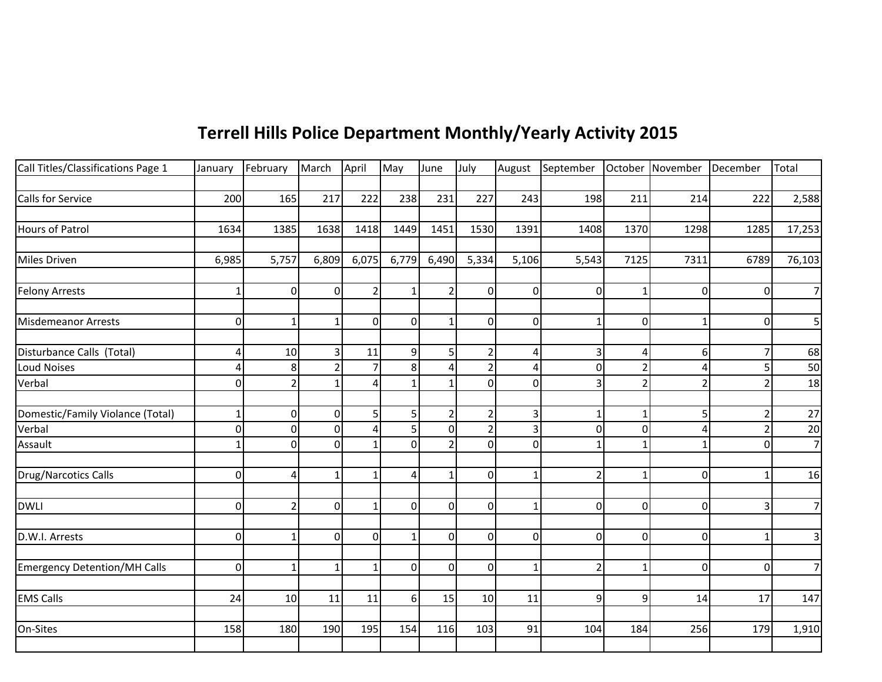# Terrell Hills Police Department Monthly/Yearly Activity 2015

| Call Titles/Classifications Page 1 | January | February | March | April | May | June | July | August | September | October | November | December | Total |
|---|---|---|---|---|---|---|---|---|---|---|---|---|---|
| Calls for Service | 200 | 165 | 217 | 222 | 238 | 231 | 227 | 243 | 198 | 211 | 214 | 222 | 2,588 |
| Hours of Patrol | 1634 | 1385 | 1638 | 1418 | 1449 | 1451 | 1530 | 1391 | 1408 | 1370 | 1298 | 1285 | 17,253 |
| Miles Driven | 6,985 | 5,757 | 6,809 | 6,075 | 6,779 | 6,490 | 5,334 | 5,106 | 5,543 | 7125 | 7311 | 6789 | 76,103 |
| Felony Arrests | 1 | 0 | 0 | 2 | 1 | 2 | 0 | 0 | 0 | 1 | 0 | 0 | 7 |
| Misdemeanor Arrests | 0 | 1 | 1 | 0 | 0 | 1 | 0 | 0 | 1 | 0 | 1 | 0 | 5 |
| Disturbance Calls (Total) | 4 | 10 | 3 | 11 | 9 | 5 | 2 | 4 | 3 | 4 | 6 | 7 | 68 |
| Loud Noises | 4 | 8 | 2 | 7 | 8 | 4 | 2 | 4 | 0 | 2 | 4 | 5 | 50 |
| Verbal | 0 | 2 | 1 | 4 | 1 | 1 | 0 | 0 | 3 | 2 | 2 | 2 | 18 |
| Domestic/Family Violance (Total) | 1 | 0 | 0 | 5 | 5 | 2 | 2 | 3 | 1 | 1 | 5 | 2 | 27 |
| Verbal | 0 | 0 | 0 | 4 | 5 | 0 | 2 | 3 | 0 | 0 | 4 | 2 | 20 |
| Assault | 1 | 0 | 0 | 1 | 0 | 2 | 0 | 0 | 1 | 1 | 1 | 0 | 7 |
| Drug/Narcotics Calls | 0 | 4 | 1 | 1 | 4 | 1 | 0 | 1 | 2 | 1 | 0 | 1 | 16 |
| DWLI | 0 | 2 | 0 | 1 | 0 | 0 | 0 | 1 | 0 | 0 | 0 | 3 | 7 |
| D.W.I. Arrests | 0 | 1 | 0 | 0 | 1 | 0 | 0 | 0 | 0 | 0 | 0 | 1 | 3 |
| Emergency Detention/MH Calls | 0 | 1 | 1 | 1 | 0 | 0 | 0 | 1 | 2 | 1 | 0 | 0 | 7 |
| EMS Calls | 24 | 10 | 11 | 11 | 6 | 15 | 10 | 11 | 9 | 9 | 14 | 17 | 147 |
| On-Sites | 158 | 180 | 190 | 195 | 154 | 116 | 103 | 91 | 104 | 184 | 256 | 179 | 1,910 |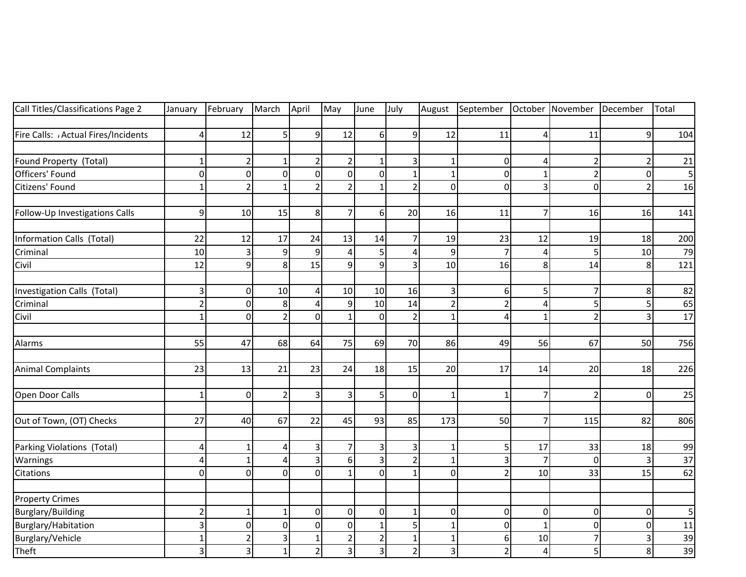| Call Titles/Classifications Page 2 | January | February | March | April | May | June | July | August | September | October | November | December | Total |
|---|---|---|---|---|---|---|---|---|---|---|---|---|---|
| | | | | | | | | | | | | | |
| Fire Calls: ,Actual Fires/Incidents | 4 | 12 | 5 | 9 | 12 | 6 | 9 | 12 | 11 | 4 | 11 | 9 | 104 |
| | | | | | | | | | | | | | |
| Found Property (Total) | 1 | 2 | 1 | 2 | 2 | 1 | 3 | 1 | 0 | 4 | 2 | 2 | 21 |
| Officers' Found | 0 | 0 | 0 | 0 | 0 | 0 | 1 | 1 | 0 | 1 | 2 | 0 | 5 |
| Citizens' Found | 1 | 2 | 1 | 2 | 2 | 1 | 2 | 0 | 0 | 3 | 0 | 2 | 16 |
| | | | | | | | | | | | | | |
| Follow-Up Investigations Calls | 9 | 10 | 15 | 8 | 7 | 6 | 20 | 16 | 11 | 7 | 16 | 16 | 141 |
| | | | | | | | | | | | | | |
| Information Calls (Total) | 22 | 12 | 17 | 24 | 13 | 14 | 7 | 19 | 23 | 12 | 19 | 18 | 200 |
| Criminal | 10 | 3 | 9 | 9 | 4 | 5 | 4 | 9 | 7 | 4 | 5 | 10 | 79 |
| Civil | 12 | 9 | 8 | 15 | 9 | 9 | 3 | 10 | 16 | 8 | 14 | 8 | 121 |
| | | | | | | | | | | | | | |
| Investigation Calls (Total) | 3 | 0 | 10 | 4 | 10 | 10 | 16 | 3 | 6 | 5 | 7 | 8 | 82 |
| Criminal | 2 | 0 | 8 | 4 | 9 | 10 | 14 | 2 | 2 | 4 | 5 | 5 | 65 |
| Civil | 1 | 0 | 2 | 0 | 1 | 0 | 2 | 1 | 4 | 1 | 2 | 3 | 17 |
| | | | | | | | | | | | | | |
| Alarms | 55 | 47 | 68 | 64 | 75 | 69 | 70 | 86 | 49 | 56 | 67 | 50 | 756 |
| | | | | | | | | | | | | | |
| Animal Complaints | 23 | 13 | 21 | 23 | 24 | 18 | 15 | 20 | 17 | 14 | 20 | 18 | 226 |
| | | | | | | | | | | | | | |
| Open Door Calls | 1 | 0 | 2 | 3 | 3 | 5 | 0 | 1 | 1 | 7 | 2 | 0 | 25 |
| | | | | | | | | | | | | | |
| Out of Town, (OT) Checks | 27 | 40 | 67 | 22 | 45 | 93 | 85 | 173 | 50 | 7 | 115 | 82 | 806 |
| | | | | | | | | | | | | | |
| Parking Violations (Total) | 4 | 1 | 4 | 3 | 7 | 3 | 3 | 1 | 5 | 17 | 33 | 18 | 99 |
| Warnings | 4 | 1 | 4 | 3 | 6 | 3 | 2 | 1 | 3 | 7 | 0 | 3 | 37 |
| Citations | 0 | 0 | 0 | 0 | 1 | 0 | 1 | 0 | 2 | 10 | 33 | 15 | 62 |
| | | | | | | | | | | | | | |
| Property Crimes | | | | | | | | | | | | | |
| Burglary/Building | 2 | 1 | 1 | 0 | 0 | 0 | 1 | 0 | 0 | 0 | 0 | 0 | 5 |
| Burglary/Habitation | 3 | 0 | 0 | 0 | 0 | 1 | 5 | 1 | 0 | 1 | 0 | 0 | 11 |
| Burglary/Vehicle | 1 | 2 | 3 | 1 | 2 | 2 | 1 | 1 | 6 | 10 | 7 | 3 | 39 |
| Theft | 3 | 3 | 1 | 2 | 3 | 3 | 2 | 3 | 2 | 4 | 5 | 8 | 39 |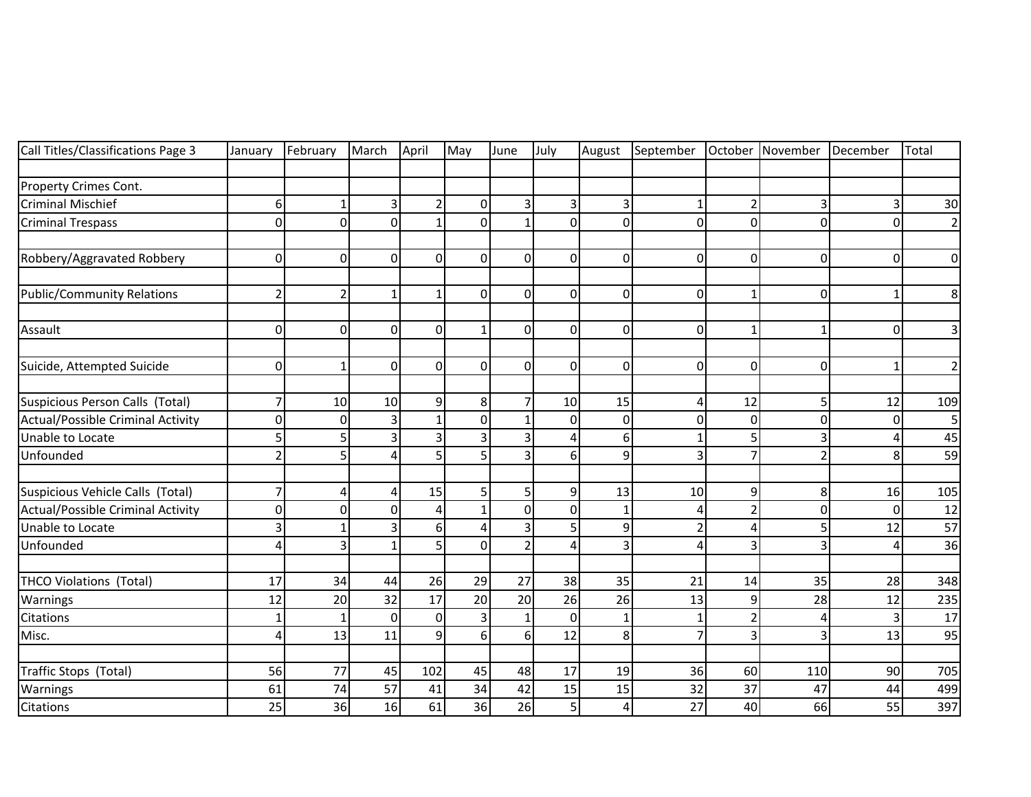| Call Titles/Classifications Page 3 | January | February | March | April | May | June | July | August | September | October | November | December | Total |
|---|---|---|---|---|---|---|---|---|---|---|---|---|---|
| | | | | | | | | | | | | | |
| Property Crimes Cont. | | | | | | | | | | | | | |
| Criminal Mischief | 6 | 1 | 3 | 2 | 0 | 3 | 3 | 3 | 1 | 2 | 3 | 3 | 30 |
| Criminal Trespass | 0 | 0 | 0 | 1 | 0 | 1 | 0 | 0 | 0 | 0 | 0 | 0 | 2 |
| | | | | | | | | | | | | | |
| Robbery/Aggravated Robbery | 0 | 0 | 0 | 0 | 0 | 0 | 0 | 0 | 0 | 0 | 0 | 0 | 0 |
| | | | | | | | | | | | | | |
| Public/Community Relations | 2 | 2 | 1 | 1 | 0 | 0 | 0 | 0 | 0 | 1 | 0 | 1 | 8 |
| | | | | | | | | | | | | | |
| Assault | 0 | 0 | 0 | 0 | 1 | 0 | 0 | 0 | 0 | 1 | 1 | 0 | 3 |
| | | | | | | | | | | | | | |
| Suicide, Attempted Suicide | 0 | 1 | 0 | 0 | 0 | 0 | 0 | 0 | 0 | 0 | 0 | 1 | 2 |
| | | | | | | | | | | | | | |
| Suspicious Person Calls (Total) | 7 | 10 | 10 | 9 | 8 | 7 | 10 | 15 | 4 | 12 | 5 | 12 | 109 |
| Actual/Possible Criminal Activity | 0 | 0 | 3 | 1 | 0 | 1 | 0 | 0 | 0 | 0 | 0 | 0 | 5 |
| Unable to Locate | 5 | 5 | 3 | 3 | 3 | 3 | 4 | 6 | 1 | 5 | 3 | 4 | 45 |
| Unfounded | 2 | 5 | 4 | 5 | 5 | 3 | 6 | 9 | 3 | 7 | 2 | 8 | 59 |
| | | | | | | | | | | | | | |
| Suspicious Vehicle Calls (Total) | 7 | 4 | 4 | 15 | 5 | 5 | 9 | 13 | 10 | 9 | 8 | 16 | 105 |
| Actual/Possible Criminal Activity | 0 | 0 | 0 | 4 | 1 | 0 | 0 | 1 | 4 | 2 | 0 | 0 | 12 |
| Unable to Locate | 3 | 1 | 3 | 6 | 4 | 3 | 5 | 9 | 2 | 4 | 5 | 12 | 57 |
| Unfounded | 4 | 3 | 1 | 5 | 0 | 2 | 4 | 3 | 4 | 3 | 3 | 4 | 36 |
| | | | | | | | | | | | | | |
| THCO Violations (Total) | 17 | 34 | 44 | 26 | 29 | 27 | 38 | 35 | 21 | 14 | 35 | 28 | 348 |
| Warnings | 12 | 20 | 32 | 17 | 20 | 20 | 26 | 26 | 13 | 9 | 28 | 12 | 235 |
| Citations | 1 | 1 | 0 | 0 | 3 | 1 | 0 | 1 | 1 | 2 | 4 | 3 | 17 |
| Misc. | 4 | 13 | 11 | 9 | 6 | 6 | 12 | 8 | 7 | 3 | 3 | 13 | 95 |
| | | | | | | | | | | | | | |
| Traffic Stops (Total) | 56 | 77 | 45 | 102 | 45 | 48 | 17 | 19 | 36 | 60 | 110 | 90 | 705 |
| Warnings | 61 | 74 | 57 | 41 | 34 | 42 | 15 | 15 | 32 | 37 | 47 | 44 | 499 |
| Citations | 25 | 36 | 16 | 61 | 36 | 26 | 5 | 4 | 27 | 40 | 66 | 55 | 397 |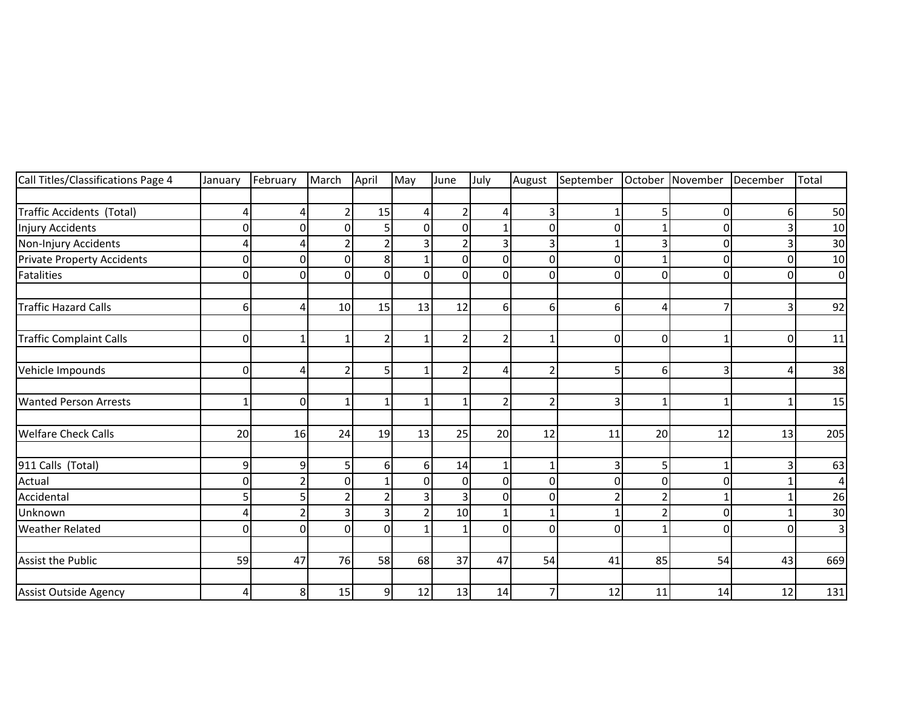| Call Titles/Classifications Page 4 | January | February | March | April | May | June | July | August | September | October | November | December | Total |
|---|---|---|---|---|---|---|---|---|---|---|---|---|---|
| | | | | | | | | | | | | | |
| Traffic Accidents (Total) | 4 | 4 | 2 | 15 | 4 | 2 | 4 | 3 | 1 | 5 | 0 | 6 | 50 |
| Injury Accidents | 0 | 0 | 0 | 5 | 0 | 0 | 1 | 0 | 0 | 1 | 0 | 3 | 10 |
| Non-Injury Accidents | 4 | 4 | 2 | 2 | 3 | 2 | 3 | 3 | 1 | 3 | 0 | 3 | 30 |
| Private Property Accidents | 0 | 0 | 0 | 8 | 1 | 0 | 0 | 0 | 0 | 1 | 0 | 0 | 10 |
| Fatalities | 0 | 0 | 0 | 0 | 0 | 0 | 0 | 0 | 0 | 0 | 0 | 0 | 0 |
| | | | | | | | | | | | | | |
| Traffic Hazard Calls | 6 | 4 | 10 | 15 | 13 | 12 | 6 | 6 | 6 | 4 | 7 | 3 | 92 |
| | | | | | | | | | | | | | |
| Traffic Complaint Calls | 0 | 1 | 1 | 2 | 1 | 2 | 2 | 1 | 0 | 0 | 1 | 0 | 11 |
| | | | | | | | | | | | | | |
| Vehicle Impounds | 0 | 4 | 2 | 5 | 1 | 2 | 4 | 2 | 5 | 6 | 3 | 4 | 38 |
| | | | | | | | | | | | | | |
| Wanted Person Arrests | 1 | 0 | 1 | 1 | 1 | 1 | 2 | 2 | 3 | 1 | 1 | 1 | 15 |
| | | | | | | | | | | | | | |
| Welfare Check Calls | 20 | 16 | 24 | 19 | 13 | 25 | 20 | 12 | 11 | 20 | 12 | 13 | 205 |
| | | | | | | | | | | | | | |
| 911 Calls (Total) | 9 | 9 | 5 | 6 | 6 | 14 | 1 | 1 | 3 | 5 | 1 | 3 | 63 |
| Actual | 0 | 2 | 0 | 1 | 0 | 0 | 0 | 0 | 0 | 0 | 0 | 1 | 4 |
| Accidental | 5 | 5 | 2 | 2 | 3 | 3 | 0 | 0 | 2 | 2 | 1 | 1 | 26 |
| Unknown | 4 | 2 | 3 | 3 | 2 | 10 | 1 | 1 | 1 | 2 | 0 | 1 | 30 |
| Weather Related | 0 | 0 | 0 | 0 | 1 | 1 | 0 | 0 | 0 | 1 | 0 | 0 | 3 |
| | | | | | | | | | | | | | |
| Assist the Public | 59 | 47 | 76 | 58 | 68 | 37 | 47 | 54 | 41 | 85 | 54 | 43 | 669 |
| | | | | | | | | | | | | | |
| Assist Outside Agency | 4 | 8 | 15 | 9 | 12 | 13 | 14 | 7 | 12 | 11 | 14 | 12 | 131 |